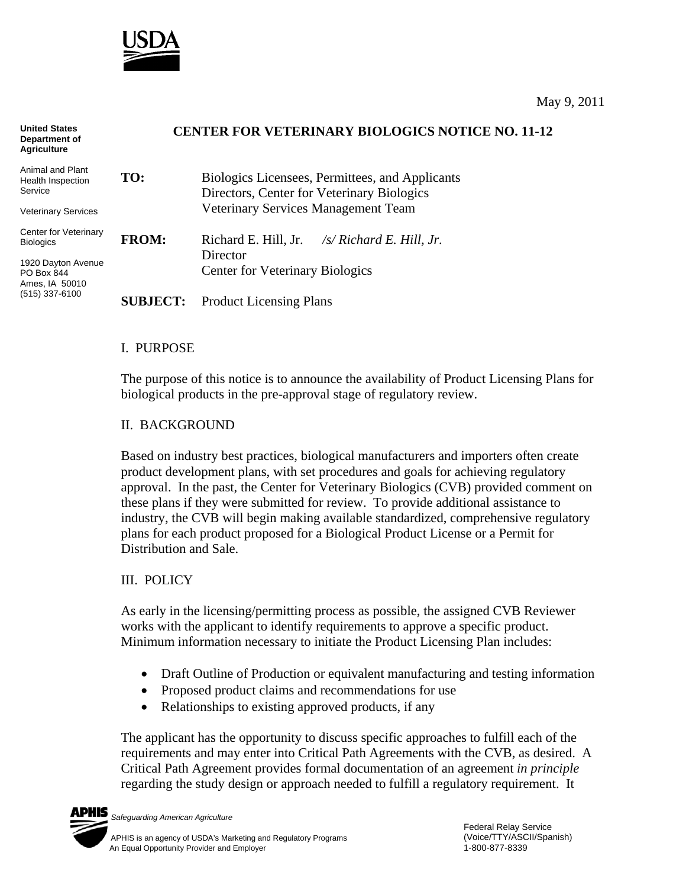USDA

May 9, 2011

**United States Department of Agriculture**

Animal and Plant Health Inspection Service

Veterinary Services

Center for Veterinary Biologics

1920 Dayton Avenue
PO Box 844
Ames, IA 50010
(515) 337-6100

**CENTER FOR VETERINARY BIOLOGICS NOTICE NO. 11-12**

**TO:** Biologics Licensees, Permittees, and Applicants
Directors, Center for Veterinary Biologics
Veterinary Services Management Team

**FROM:** Richard E. Hill, Jr. */s/ Richard E. Hill, Jr.*
Director
Center for Veterinary Biologics

**SUBJECT:** Product Licensing Plans

## I. PURPOSE

The purpose of this notice is to announce the availability of Product Licensing Plans for biological products in the pre-approval stage of regulatory review.

## II. BACKGROUND

Based on industry best practices, biological manufacturers and importers often create product development plans, with set procedures and goals for achieving regulatory approval. In the past, the Center for Veterinary Biologics (CVB) provided comment on these plans if they were submitted for review. To provide additional assistance to industry, the CVB will begin making available standardized, comprehensive regulatory plans for each product proposed for a Biological Product License or a Permit for Distribution and Sale.

## III. POLICY

As early in the licensing/permitting process as possible, the assigned CVB Reviewer works with the applicant to identify requirements to approve a specific product. Minimum information necessary to initiate the Product Licensing Plan includes:

- Draft Outline of Production or equivalent manufacturing and testing information
- Proposed product claims and recommendations for use
- Relationships to existing approved products, if any

The applicant has the opportunity to discuss specific approaches to fulfill each of the requirements and may enter into Critical Path Agreements with the CVB, as desired. A Critical Path Agreement provides formal documentation of an agreement *in principle* regarding the study design or approach needed to fulfill a regulatory requirement. It

APHIS *Safeguarding American Agriculture*

APHIS is an agency of USDA's Marketing and Regulatory Programs
An Equal Opportunity Provider and Employer

Federal Relay Service
(Voice/TTY/ASCII/Spanish)
1-800-877-8339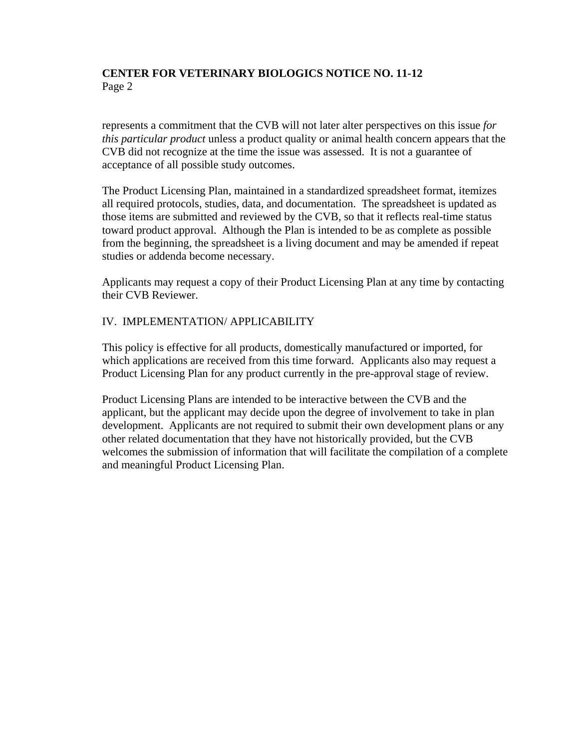represents a commitment that the CVB will not later alter perspectives on this issue *for this particular product* unless a product quality or animal health concern appears that the CVB did not recognize at the time the issue was assessed. It is not a guarantee of acceptance of all possible study outcomes.

The Product Licensing Plan, maintained in a standardized spreadsheet format, itemizes all required protocols, studies, data, and documentation. The spreadsheet is updated as those items are submitted and reviewed by the CVB, so that it reflects real-time status toward product approval. Although the Plan is intended to be as complete as possible from the beginning, the spreadsheet is a living document and may be amended if repeat studies or addenda become necessary.

Applicants may request a copy of their Product Licensing Plan at any time by contacting their CVB Reviewer.

## IV. IMPLEMENTATION/ APPLICABILITY

This policy is effective for all products, domestically manufactured or imported, for which applications are received from this time forward. Applicants also may request a Product Licensing Plan for any product currently in the pre-approval stage of review.

Product Licensing Plans are intended to be interactive between the CVB and the applicant, but the applicant may decide upon the degree of involvement to take in plan development. Applicants are not required to submit their own development plans or any other related documentation that they have not historically provided, but the CVB welcomes the submission of information that will facilitate the compilation of a complete and meaningful Product Licensing Plan.